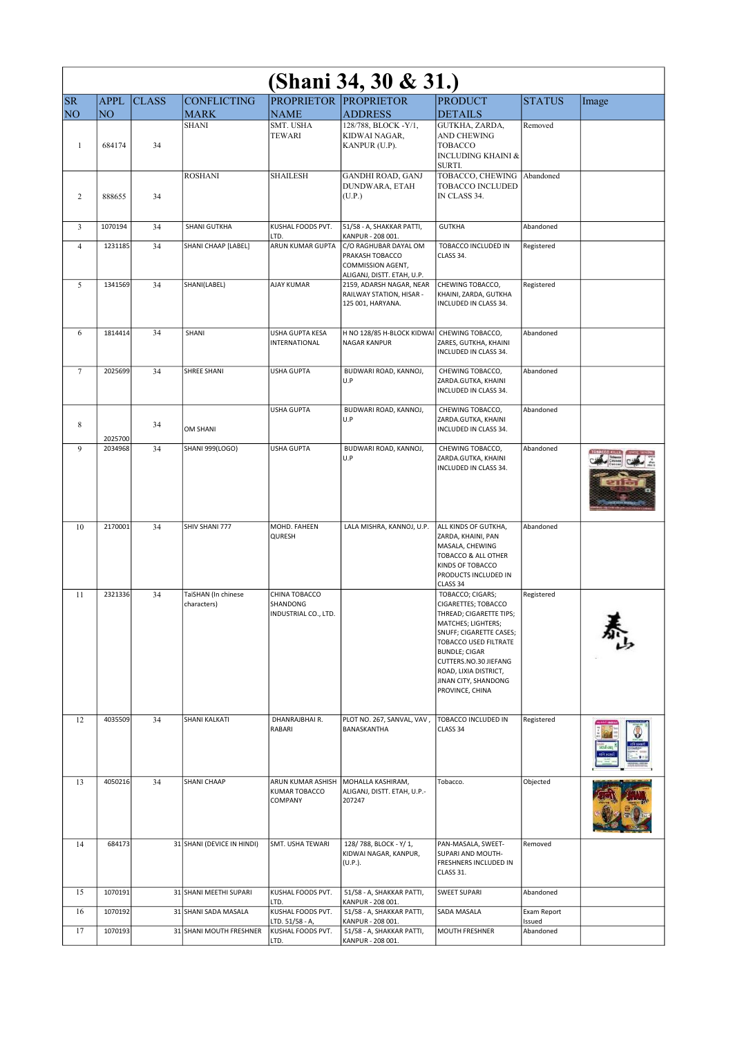# (Shani 34, 30 & 31.)

| SR NO | APPL NO | CLASS | CONFLICTING MARK | PROPRIETOR NAME | PROPRIETOR ADDRESS | PRODUCT DETAILS | STATUS | Image |
|---|---|---|---|---|---|---|---|---|
| 1 | 684174 | 34 | SHANI | SMT. USHA TEWARI | 128/788, BLOCK -Y/1, KIDWAI NAGAR, KANPUR (U.P). | GUTKHA, ZARDA, AND CHEWING TOBACCO INCLUDING KHAINI & SURTI. | Removed | |
| 2 | 888655 | 34 | ROSHANI | SHAILESH | GANDHI ROAD, GANJ DUNDWARA, ETAH (U.P.) | TOBACCO, CHEWING TOBACCO INCLUDED IN CLASS 34. | Abandoned | |
| 3 | 1070194 | 34 | SHANI GUTKHA | KUSHAL FOODS PVT. LTD. | 51/58 - A, SHAKKAR PATTI, KANPUR - 208 001. | GUTKHA | Abandoned | |
| 4 | 1231185 | 34 | SHANI CHAAP [LABEL] | ARUN KUMAR GUPTA | C/O RAGHUBAR DAYAL OM PRAKASH TOBACCO COMMISSION AGENT, ALIGANJ, DISTT. ETAH, U.P. | TOBACCO INCLUDED IN CLASS 34. | Registered | |
| 5 | 1341569 | 34 | SHANI(LABEL) | AJAY KUMAR | 2159, ADARSH NAGAR, NEAR RAILWAY STATION, HISAR - 125 001, HARYANA. | CHEWING TOBACCO, KHAINI, ZARDA, GUTKHA INCLUDED IN CLASS 34. | Registered | |
| 6 | 1814414 | 34 | SHANI | USHA GUPTA KESA INTERNATIONAL | H NO 128/85 H-BLOCK KIDWAI NAGAR KANPUR | CHEWING TOBACCO, ZARES, GUTKHA, KHAINI INCLUDED IN CLASS 34. | Abandoned | |
| 7 | 2025699 | 34 | SHREE SHANI | USHA GUPTA | BUDWARI ROAD, KANNOJ, U.P | CHEWING TOBACCO, ZARDA.GUTKA, KHAINI INCLUDED IN CLASS 34. | Abandoned | |
| 8 | 2025700 | 34 | OM SHANI | USHA GUPTA | BUDWARI ROAD, KANNOJ, U.P | CHEWING TOBACCO, ZARDA.GUTKA, KHAINI INCLUDED IN CLASS 34. | Abandoned | |
| 9 | 2034968 | 34 | SHANI 999(LOGO) | USHA GUPTA | BUDWARI ROAD, KANNOJ, U.P | CHEWING TOBACCO, ZARDA.GUTKA, KHAINI INCLUDED IN CLASS 34. | Abandoned | |
| 10 | 2170001 | 34 | SHIV SHANI 777 | MOHD. FAHEEN QURESH | LALA MISHRA, KANNOJ, U.P. | ALL KINDS OF GUTKHA, ZARDA, KHAINI, PAN MASALA, CHEWING TOBACCO & ALL OTHER KINDS OF TOBACCO PRODUCTS INCLUDED IN CLASS 34 | Abandoned | |
| 11 | 2321336 | 34 | TaiSHAN (In chinese characters) | CHINA TOBACCO SHANDONG INDUSTRIAL CO., LTD. | | TOBACCO; CIGARS; CIGARETTES; TOBACCO THREAD; CIGARETTE TIPS; MATCHES; LIGHTERS; SNUFF; CIGARETTE CASES; TOBACCO USED FILTRATE BUNDLE; CIGAR CUTTERS.NO.30 JIEFANG ROAD, LIXIA DISTRICT, JINAN CITY, SHANDONG PROVINCE, CHINA | Registered | |
| 12 | 4035509 | 34 | SHANI KALKATI | DHANRAJBHAI R. RABARI | PLOT NO. 267, SANVAL, VAV , BANASKANTHA | TOBACCO INCLUDED IN CLASS 34 | Registered | |
| 13 | 4050216 | 34 | SHANI CHAAP | ARUN KUMAR ASHISH KUMAR TOBACCO COMPANY | MOHALLA KASHIRAM, ALIGANJ, DISTT. ETAH, U.P.- 207247 | Tobacco. | Objected | |
| 14 | 684173 | 31 | SHANI (DEVICE IN HINDI) | SMT. USHA TEWARI | 128/ 788, BLOCK - Y/ 1, KIDWAI NAGAR, KANPUR, (U.P.). | PAN-MASALA, SWEET-SUPARI AND MOUTH-FRESHNERS INCLUDED IN CLASS 31. | Removed | |
| 15 | 1070191 | 31 | SHANI MEETHI SUPARI | KUSHAL FOODS PVT. LTD. | 51/58 - A, SHAKKAR PATTI, KANPUR - 208 001. | SWEET SUPARI | Abandoned | |
| 16 | 1070192 | 31 | SHANI SADA MASALA | KUSHAL FOODS PVT. LTD. 51/58 - A, | 51/58 - A, SHAKKAR PATTI, KANPUR - 208 001. | SADA MASALA | Exam Report Issued | |
| 17 | 1070193 | 31 | SHANI MOUTH FRESHNER | KUSHAL FOODS PVT. LTD. | 51/58 - A, SHAKKAR PATTI, KANPUR - 208 001. | MOUTH FRESHNER | Abandoned | |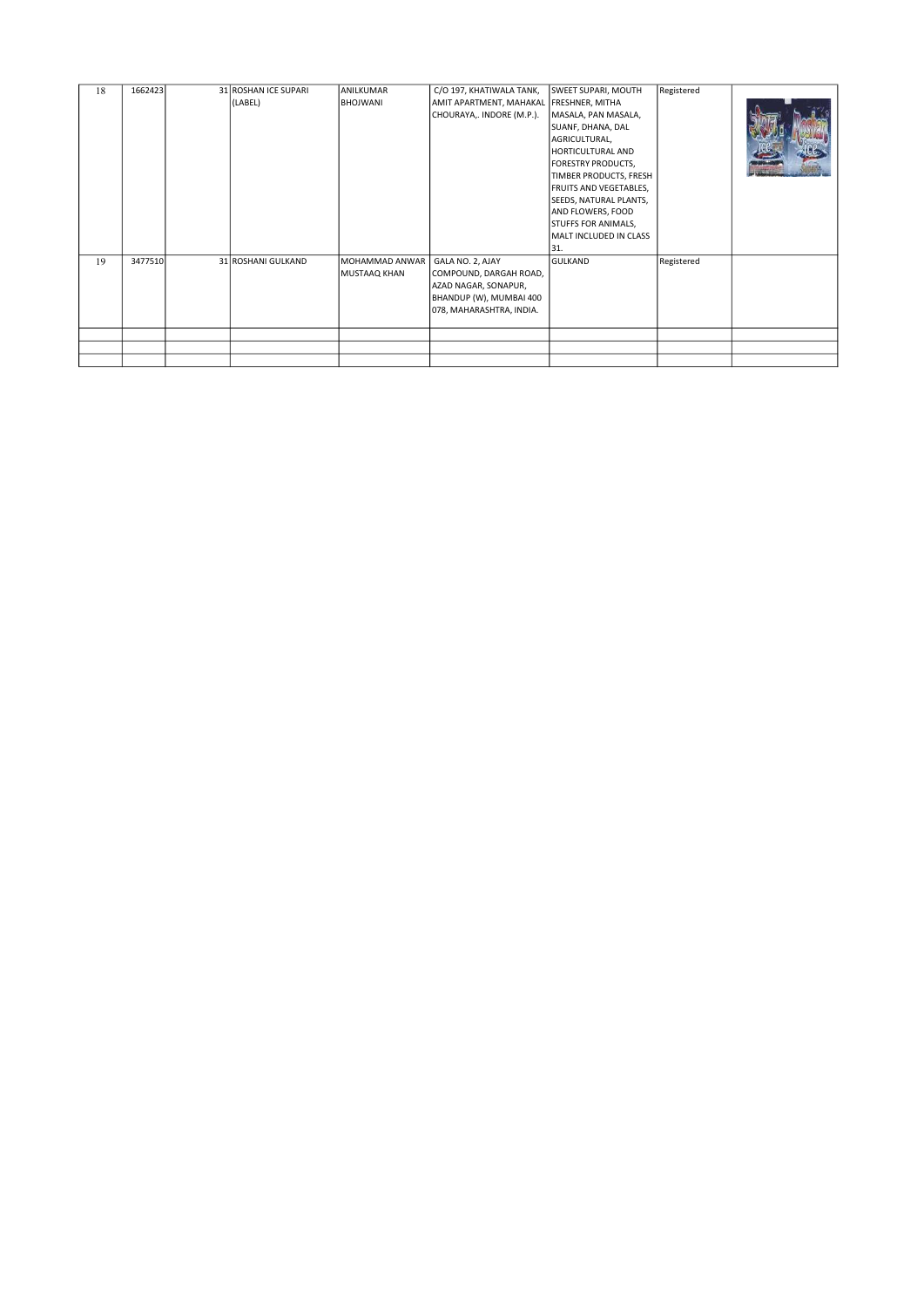| | | | | | | | | |
|---|---|---|---|---|---|---|---|---|
| 18 | 1662423 | 31 | ROSHAN ICE SUPARI (LABEL) | ANILKUMAR BHOJWANI | C/O 197, KHATIWALA TANK, AMIT APARTMENT, MAHAKAL CHOURAYA,. INDORE (M.P.). | SWEET SUPARI, MOUTH FRESHNER, MITHA MASALA, PAN MASALA, SUANF, DHANA, DAL AGRICULTURAL, HORTICULTURAL AND FORESTRY PRODUCTS, TIMBER PRODUCTS, FRESH FRUITS AND VEGETABLES, SEEDS, NATURAL PLANTS, AND FLOWERS, FOOD STUFFS FOR ANIMALS, MALT INCLUDED IN CLASS 31. | Registered | |
| 19 | 3477510 | 31 | ROSHANI GULKAND | MOHAMMAD ANWAR MUSTAAQ KHAN | GALA NO. 2, AJAY COMPOUND, DARGAH ROAD, AZAD NAGAR, SONAPUR, BHANDUP (W), MUMBAI 400 078, MAHARASHTRA, INDIA. | GULKAND | Registered | |
| | | | | | | | | |
| | | | | | | | | |
| | | | | | | | | |